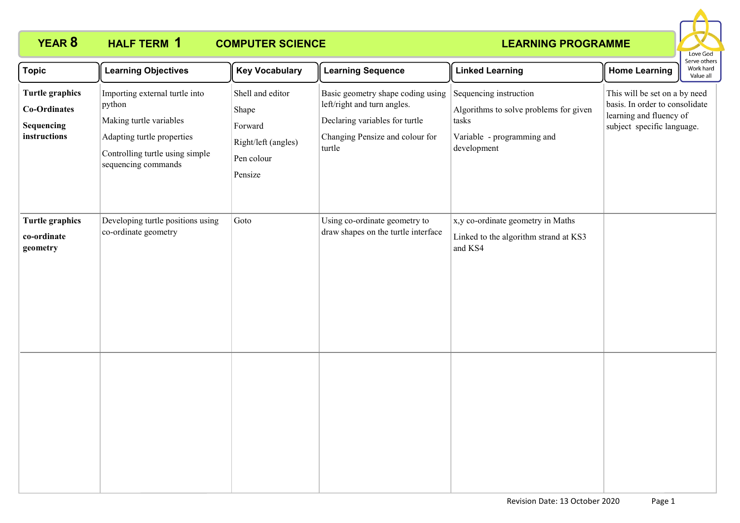# YEAR 8 HALF TERM 1 COMPUTER SCIENCE LEARNING PROGRAMME

Love God
Serve others
Work hard
Value all

| Topic | Learning Objectives | Key Vocabulary | Learning Sequence | Linked Learning | Home Learning |
|---|---|---|---|---|---|
| **Turtle graphics**<br>**Co-Ordinates**<br>**Sequencing instructions** | Importing external turtle into python<br>Making turtle variables<br>Adapting turtle properties<br>Controlling turtle using simple sequencing commands | Shell and editor<br>Shape<br>Forward<br>Right/left (angles)<br>Pen colour<br>Pensize | Basic geometry shape coding using left/right and turn angles.<br>Declaring variables for turtle<br>Changing Pensize and colour for turtle | Sequencing instruction<br>Algorithms to solve problems for given tasks<br>Variable - programming and development | This will be set on a by need basis. In order to consolidate learning and fluency of subject specific language. |
| **Turtle graphics**<br>**co-ordinate geometry** | Developing turtle positions using co-ordinate geometry | Goto | Using co-ordinate geometry to draw shapes on the turtle interface | x,y co-ordinate geometry in Maths<br>Linked to the algorithm strand at KS3 and KS4 | |
| | | | | | |

Revision Date: 13 October 2020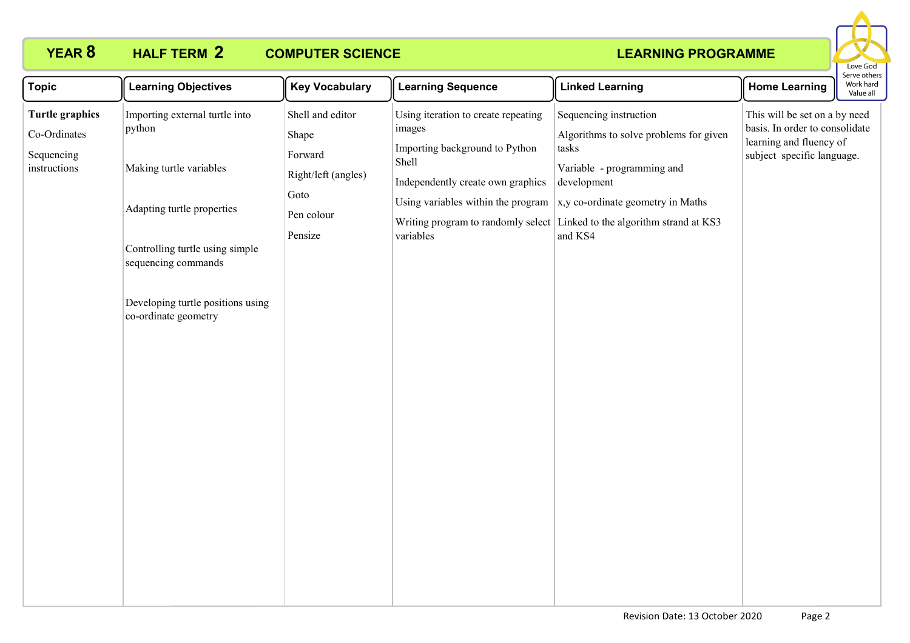# YEAR 8 HALF TERM 2 COMPUTER SCIENCE LEARNING PROGRAMME

Love God
Serve others
Work hard
Value all

| Topic | Learning Objectives | Key Vocabulary | Learning Sequence | Linked Learning | Home Learning |
|---|---|---|---|---|---|
| **Turtle graphics**<br><br>Co-Ordinates<br><br>Sequencing instructions | Importing external turtle into python<br><br>Making turtle variables<br><br>Adapting turtle properties<br><br>Controlling turtle using simple sequencing commands<br><br>Developing turtle positions using co-ordinate geometry | Shell and editor<br><br>Shape<br><br>Forward<br><br>Right/left (angles)<br><br>Goto<br><br>Pen colour<br><br>Pensize | Using iteration to create repeating images<br><br>Importing background to Python Shell<br><br>Independently create own graphics<br><br>Using variables within the program<br><br>Writing program to randomly select variables | Sequencing instruction<br><br>Algorithms to solve problems for given tasks<br><br>Variable - programming and development<br><br>x,y co-ordinate geometry in Maths<br><br>Linked to the algorithm strand at KS3 and KS4 | This will be set on a by need basis. In order to consolidate learning and fluency of subject specific language. |

Revision Date: 13 October 2020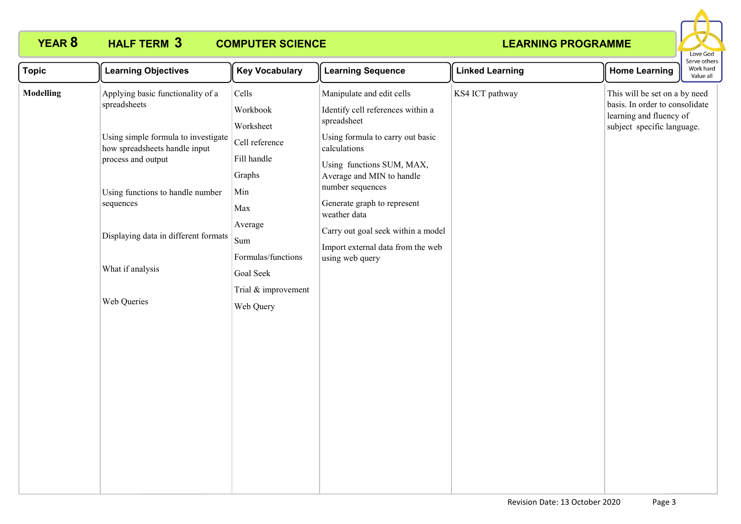# YEAR 8 HALF TERM 3 COMPUTER SCIENCE LEARNING PROGRAMME

Love God
Serve others
Work hard
Value all

| Topic | Learning Objectives | Key Vocabulary | Learning Sequence | Linked Learning | Home Learning |
|---|---|---|---|---|---|
| **Modelling** | Applying basic functionality of a spreadsheets<br><br>Using simple formula to investigate how spreadsheets handle input process and output<br><br>Using functions to handle number sequences<br><br>Displaying data in different formats<br><br>What if analysis<br><br>Web Queries | Cells<br>Workbook<br>Worksheet<br>Cell reference<br>Fill handle<br>Graphs<br>Min<br>Max<br>Average<br>Sum<br>Formulas/functions<br>Goal Seek<br>Trial & improvement<br>Web Query | Manipulate and edit cells<br><br>Identify cell references within a spreadsheet<br><br>Using formula to carry out basic calculations<br><br>Using functions SUM, MAX, Average and MIN to handle number sequences<br><br>Generate graph to represent weather data<br><br>Carry out goal seek within a model<br><br>Import external data from the web using web query | KS4 ICT pathway | This will be set on a by need basis. In order to consolidate learning and fluency of subject specific language. |

Revision Date: 13 October 2020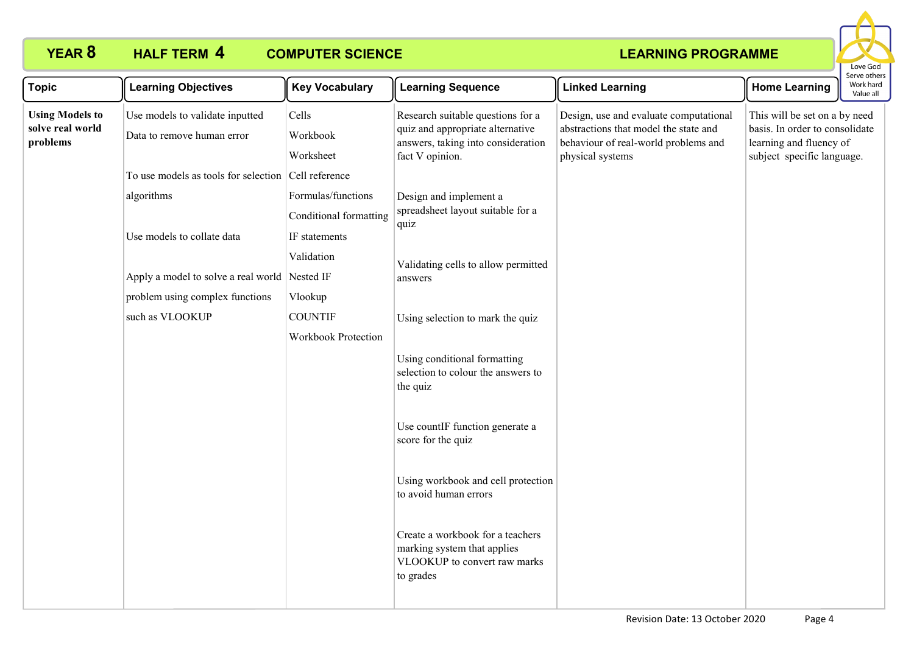**YEAR 8 HALF TERM 4 COMPUTER SCIENCE LEARNING PROGRAMME**

Love God
Serve others
Work hard
Value all

| Topic | Learning Objectives | Key Vocabulary | Learning Sequence | Linked Learning | Home Learning |
|---|---|---|---|---|---|
| **Using Models to solve real world problems** | Use models to validate inputted Data to remove human error<br><br>To use models as tools for selection algorithms<br><br>Use models to collate data<br><br>Apply a model to solve a real world problem using complex functions such as VLOOKUP | Cells<br>Workbook<br>Worksheet<br>Cell reference<br>Formulas/functions<br>Conditional formatting<br>IF statements<br>Validation<br>Nested IF<br>Vlookup<br>COUNTIF<br>Workbook Protection | Research suitable questions for a quiz and appropriate alternative answers, taking into consideration fact V opinion.<br><br>Design and implement a spreadsheet layout suitable for a quiz<br><br>Validating cells to allow permitted answers<br><br>Using selection to mark the quiz<br><br>Using conditional formatting selection to colour the answers to the quiz<br><br>Use countIF function generate a score for the quiz<br><br>Using workbook and cell protection to avoid human errors<br><br>Create a workbook for a teachers marking system that applies VLOOKUP to convert raw marks to grades | Design, use and evaluate computational abstractions that model the state and behaviour of real-world problems and physical systems | This will be set on a by need basis. In order to consolidate learning and fluency of subject specific language. |

Revision Date: 13 October 2020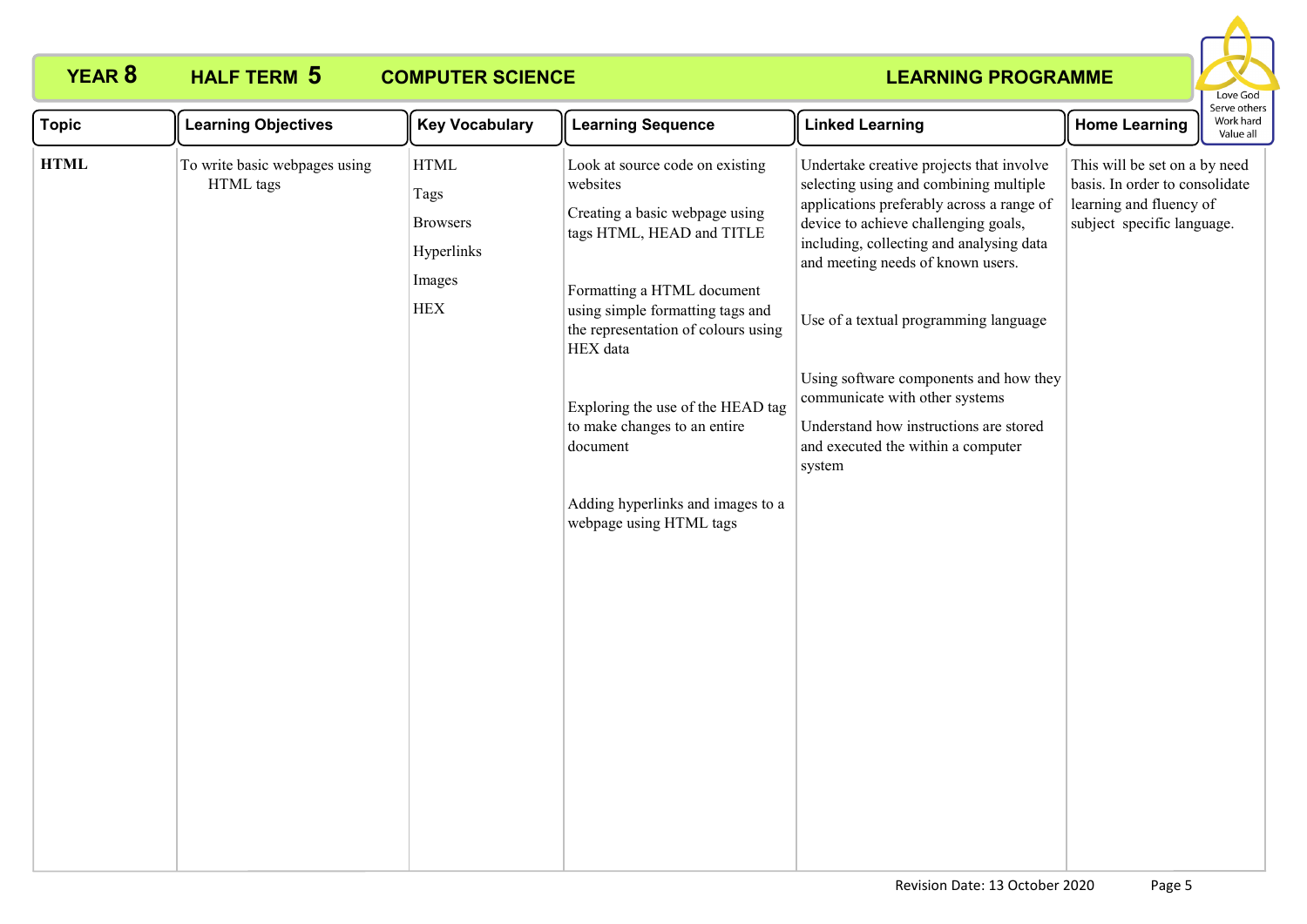# YEAR 8 HALF TERM 5 COMPUTER SCIENCE LEARNING PROGRAMME

Love God
Serve others
Work hard
Value all

| Topic | Learning Objectives | Key Vocabulary | Learning Sequence | Linked Learning | Home Learning |
|---|---|---|---|---|---|
| **HTML** | To write basic webpages using HTML tags | HTML<br>Tags<br>Browsers<br>Hyperlinks<br>Images<br>HEX | Look at source code on existing websites<br><br>Creating a basic webpage using tags HTML, HEAD and TITLE<br><br>Formatting a HTML document using simple formatting tags and the representation of colours using HEX data<br><br>Exploring the use of the HEAD tag to make changes to an entire document<br><br>Adding hyperlinks and images to a webpage using HTML tags | Undertake creative projects that involve selecting using and combining multiple applications preferably across a range of device to achieve challenging goals, including, collecting and analysing data and meeting needs of known users.<br><br>Use of a textual programming language<br><br>Using software components and how they communicate with other systems<br><br>Understand how instructions are stored and executed the within a computer system | This will be set on a by need basis. In order to consolidate learning and fluency of subject specific language. |

Revision Date: 13 October 2020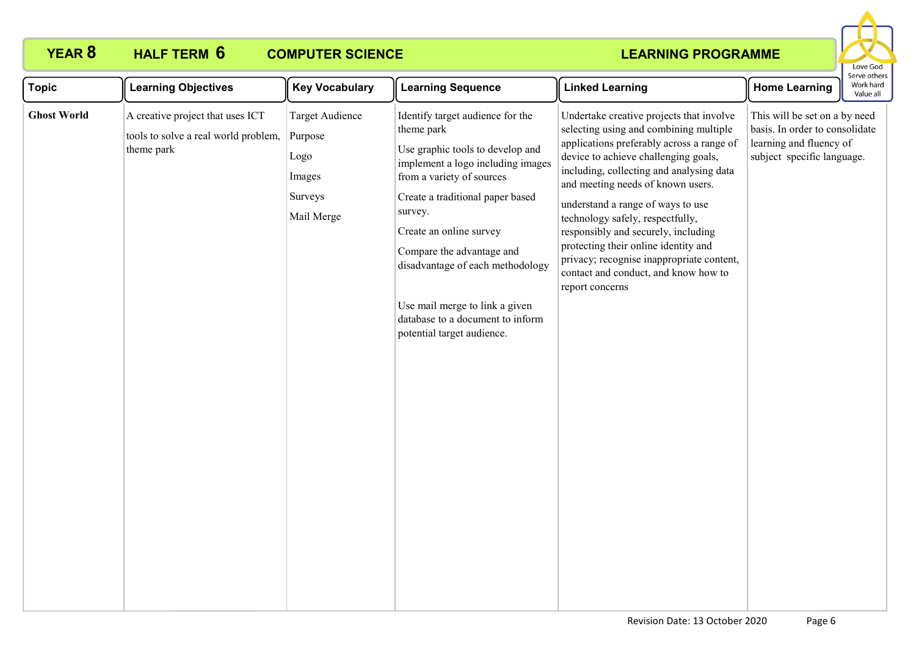**YEAR 8 HALF TERM 6 COMPUTER SCIENCE LEARNING PROGRAMME**

Love God
Serve others
Work hard
Value all

| Topic | Learning Objectives | Key Vocabulary | Learning Sequence | Linked Learning | Home Learning |
|---|---|---|---|---|---|
| **Ghost World** | A creative project that uses ICT tools to solve a real world problem, theme park | Target Audience<br>Purpose<br>Logo<br>Images<br>Surveys<br>Mail Merge | Identify target audience for the theme park<br>Use graphic tools to develop and implement a logo including images from a variety of sources<br>Create a traditional paper based survey.<br>Create an online survey<br>Compare the advantage and disadvantage of each methodology<br>Use mail merge to link a given database to a document to inform potential target audience. | Undertake creative projects that involve selecting using and combining multiple applications preferably across a range of device to achieve challenging goals, including, collecting and analysing data and meeting needs of known users.<br>understand a range of ways to use technology safely, respectfully, responsibly and securely, including protecting their online identity and privacy; recognise inappropriate content, contact and conduct, and know how to report concerns | This will be set on a by need basis. In order to consolidate learning and fluency of subject specific language. |

Revision Date: 13 October 2020